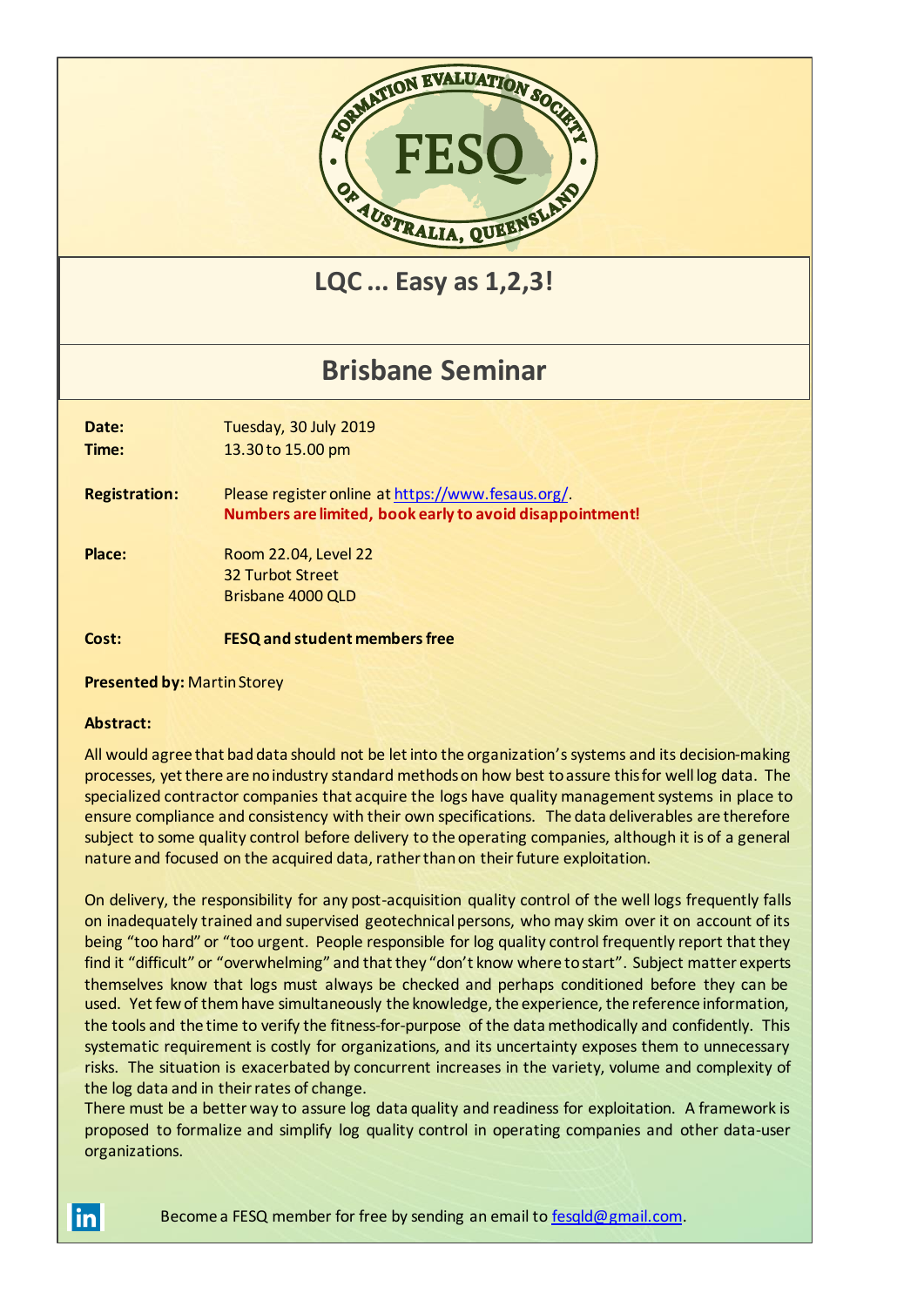FORMATION EVALUATION SOCIETY OF AUSTRALIA, QUEENSLAND

FESQ

# LQC ... Easy as 1,2,3!

## Brisbane Seminar

**Date:** Tuesday, 30 July 2019

**Time:** 13.30 to 15.00 pm

**Registration:** Please register online at https://www.fesaus.org/.
**Numbers are limited, book early to avoid disappointment!**

**Place:** Room 22.04, Level 22
32 Turbot Street
Brisbane 4000 QLD

**Cost:** **FESQ and student members free**

**Presented by:** Martin Storey

**Abstract:**

All would agree that bad data should not be let into the organization's systems and its decision-making processes, yet there are no industry standard methods on how best to assure this for well log data. The specialized contractor companies that acquire the logs have quality management systems in place to ensure compliance and consistency with their own specifications. The data deliverables are therefore subject to some quality control before delivery to the operating companies, although it is of a general nature and focused on the acquired data, rather than on their future exploitation.

On delivery, the responsibility for any post-acquisition quality control of the well logs frequently falls on inadequately trained and supervised geotechnical persons, who may skim over it on account of its being "too hard" or "too urgent. People responsible for log quality control frequently report that they find it "difficult" or "overwhelming" and that they "don't know where to start". Subject matter experts themselves know that logs must always be checked and perhaps conditioned before they can be used. Yet few of them have simultaneously the knowledge, the experience, the reference information, the tools and the time to verify the fitness-for-purpose of the data methodically and confidently. This systematic requirement is costly for organizations, and its uncertainty exposes them to unnecessary risks. The situation is exacerbated by concurrent increases in the variety, volume and complexity of the log data and in their rates of change.
There must be a better way to assure log data quality and readiness for exploitation. A framework is proposed to formalize and simplify log quality control in operating companies and other data-user organizations.

Become a FESQ member for free by sending an email to fesqld@gmail.com.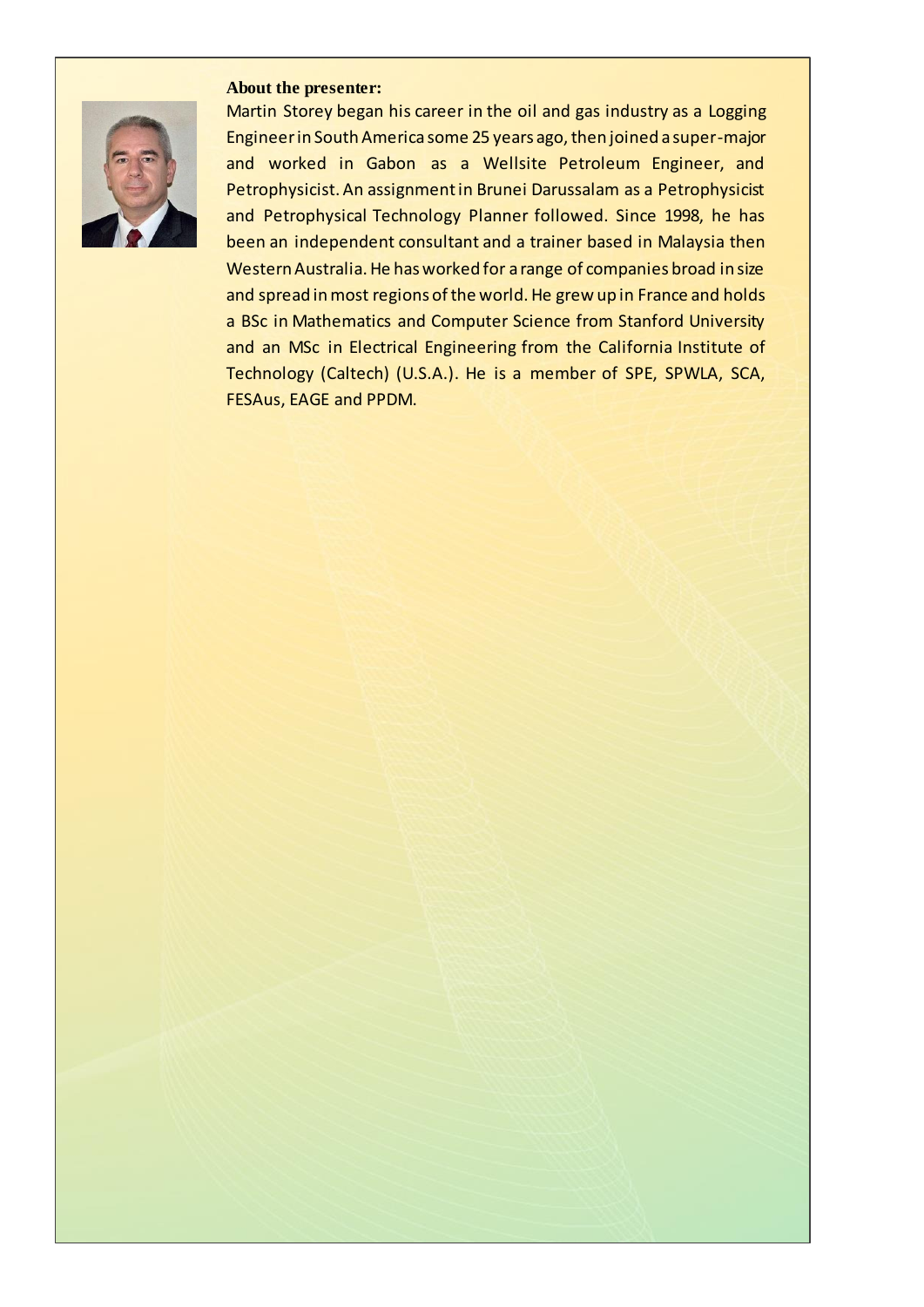**About the presenter:**

Martin Storey began his career in the oil and gas industry as a Logging Engineer in South America some 25 years ago, then joined a super-major and worked in Gabon as a Wellsite Petroleum Engineer, and Petrophysicist. An assignment in Brunei Darussalam as a Petrophysicist and Petrophysical Technology Planner followed. Since 1998, he has been an independent consultant and a trainer based in Malaysia then Western Australia. He has worked for a range of companies broad in size and spread in most regions of the world. He grew up in France and holds a BSc in Mathematics and Computer Science from Stanford University and an MSc in Electrical Engineering from the California Institute of Technology (Caltech) (U.S.A.). He is a member of SPE, SPWLA, SCA, FESAus, EAGE and PPDM.